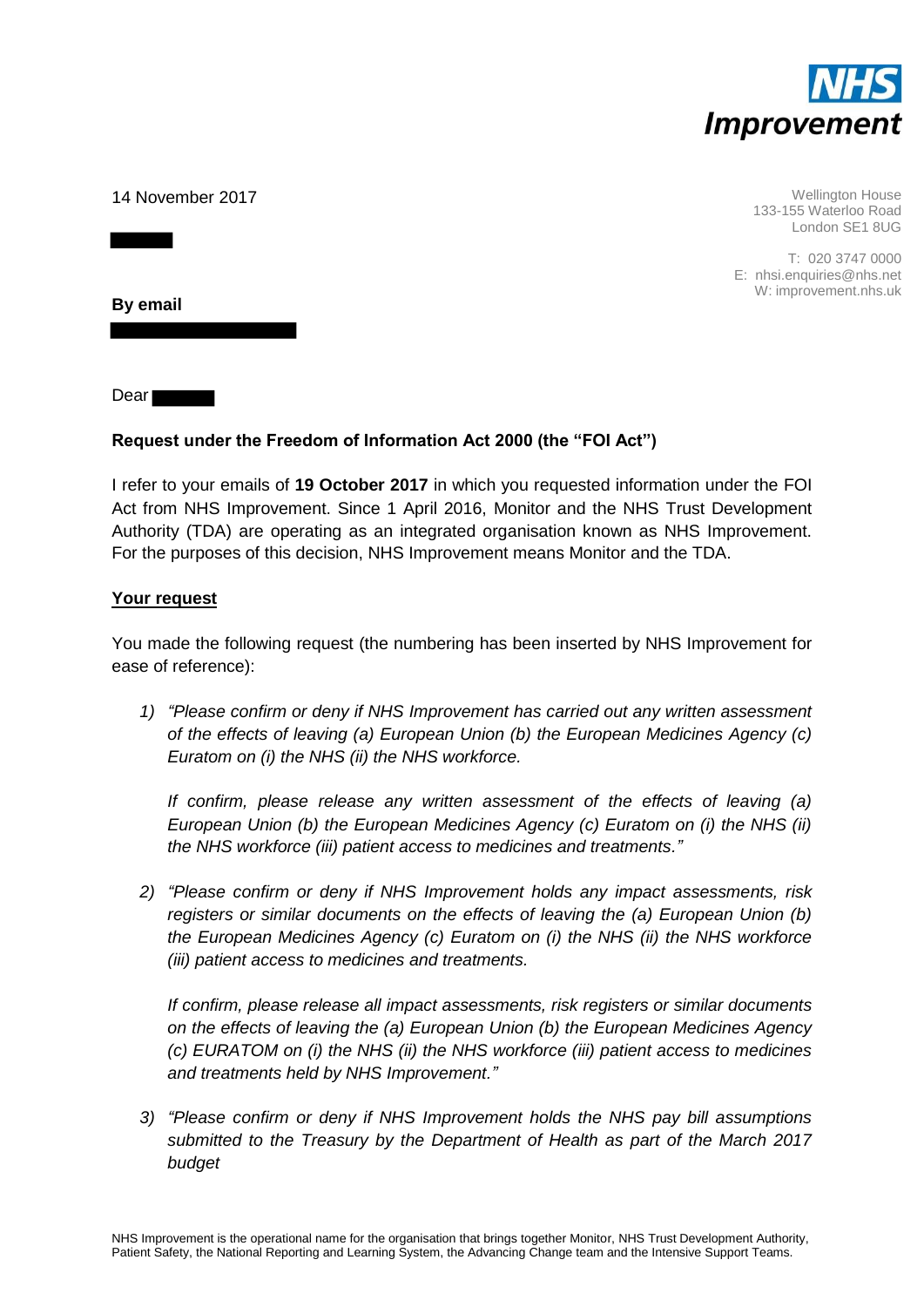14 November 2017

Wellington House
133-155 Waterloo Road
London SE1 8UG

T: 020 3747 0000
E: nhsi.enquiries@nhs.net
W: improvement.nhs.uk

**By email**

Dear

**Request under the Freedom of Information Act 2000 (the "FOI Act")**

I refer to your emails of **19 October 2017** in which you requested information under the FOI Act from NHS Improvement. Since 1 April 2016, Monitor and the NHS Trust Development Authority (TDA) are operating as an integrated organisation known as NHS Improvement. For the purposes of this decision, NHS Improvement means Monitor and the TDA.

**<u>Your request</u>**

You made the following request (the numbering has been inserted by NHS Improvement for ease of reference):

1) *"Please confirm or deny if NHS Improvement has carried out any written assessment of the effects of leaving (a) European Union (b) the European Medicines Agency (c) Euratom on (i) the NHS (ii) the NHS workforce.*

   *If confirm, please release any written assessment of the effects of leaving (a) European Union (b) the European Medicines Agency (c) Euratom on (i) the NHS (ii) the NHS workforce (iii) patient access to medicines and treatments."*

2) *"Please confirm or deny if NHS Improvement holds any impact assessments, risk registers or similar documents on the effects of leaving the (a) European Union (b) the European Medicines Agency (c) Euratom on (i) the NHS (ii) the NHS workforce (iii) patient access to medicines and treatments.*

   *If confirm, please release all impact assessments, risk registers or similar documents on the effects of leaving the (a) European Union (b) the European Medicines Agency (c) EURATOM on (i) the NHS (ii) the NHS workforce (iii) patient access to medicines and treatments held by NHS Improvement."*

3) *"Please confirm or deny if NHS Improvement holds the NHS pay bill assumptions submitted to the Treasury by the Department of Health as part of the March 2017 budget*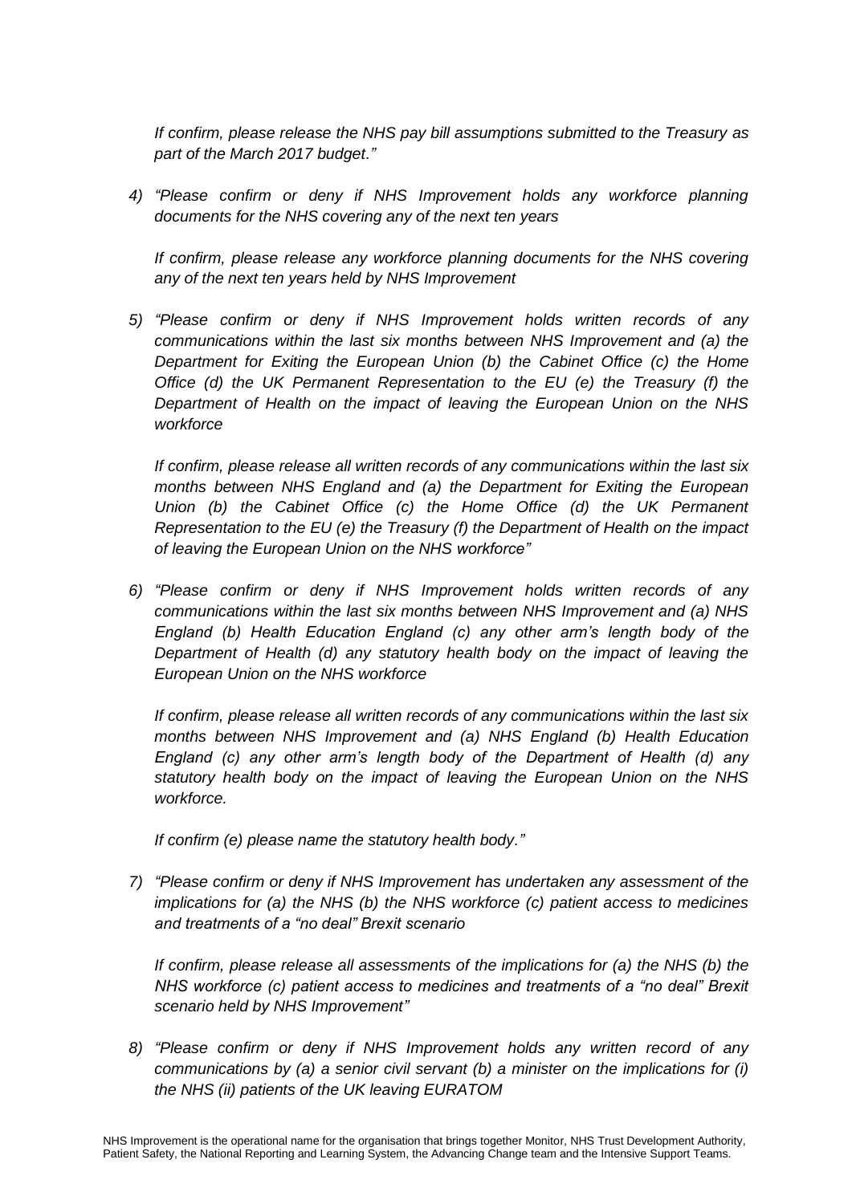*If confirm, please release the NHS pay bill assumptions submitted to the Treasury as part of the March 2017 budget."*

4) *"Please confirm or deny if NHS Improvement holds any workforce planning documents for the NHS covering any of the next ten years*

   *If confirm, please release any workforce planning documents for the NHS covering any of the next ten years held by NHS Improvement*

5) *"Please confirm or deny if NHS Improvement holds written records of any communications within the last six months between NHS Improvement and (a) the Department for Exiting the European Union (b) the Cabinet Office (c) the Home Office (d) the UK Permanent Representation to the EU (e) the Treasury (f) the Department of Health on the impact of leaving the European Union on the NHS workforce*

   *If confirm, please release all written records of any communications within the last six months between NHS England and (a) the Department for Exiting the European Union (b) the Cabinet Office (c) the Home Office (d) the UK Permanent Representation to the EU (e) the Treasury (f) the Department of Health on the impact of leaving the European Union on the NHS workforce"*

6) *"Please confirm or deny if NHS Improvement holds written records of any communications within the last six months between NHS Improvement and (a) NHS England (b) Health Education England (c) any other arm's length body of the Department of Health (d) any statutory health body on the impact of leaving the European Union on the NHS workforce*

   *If confirm, please release all written records of any communications within the last six months between NHS Improvement and (a) NHS England (b) Health Education England (c) any other arm's length body of the Department of Health (d) any statutory health body on the impact of leaving the European Union on the NHS workforce.*

   *If confirm (e) please name the statutory health body."*

7) *"Please confirm or deny if NHS Improvement has undertaken any assessment of the implications for (a) the NHS (b) the NHS workforce (c) patient access to medicines and treatments of a "no deal" Brexit scenario*

   *If confirm, please release all assessments of the implications for (a) the NHS (b) the NHS workforce (c) patient access to medicines and treatments of a "no deal" Brexit scenario held by NHS Improvement"*

8) *"Please confirm or deny if NHS Improvement holds any written record of any communications by (a) a senior civil servant (b) a minister on the implications for (i) the NHS (ii) patients of the UK leaving EURATOM*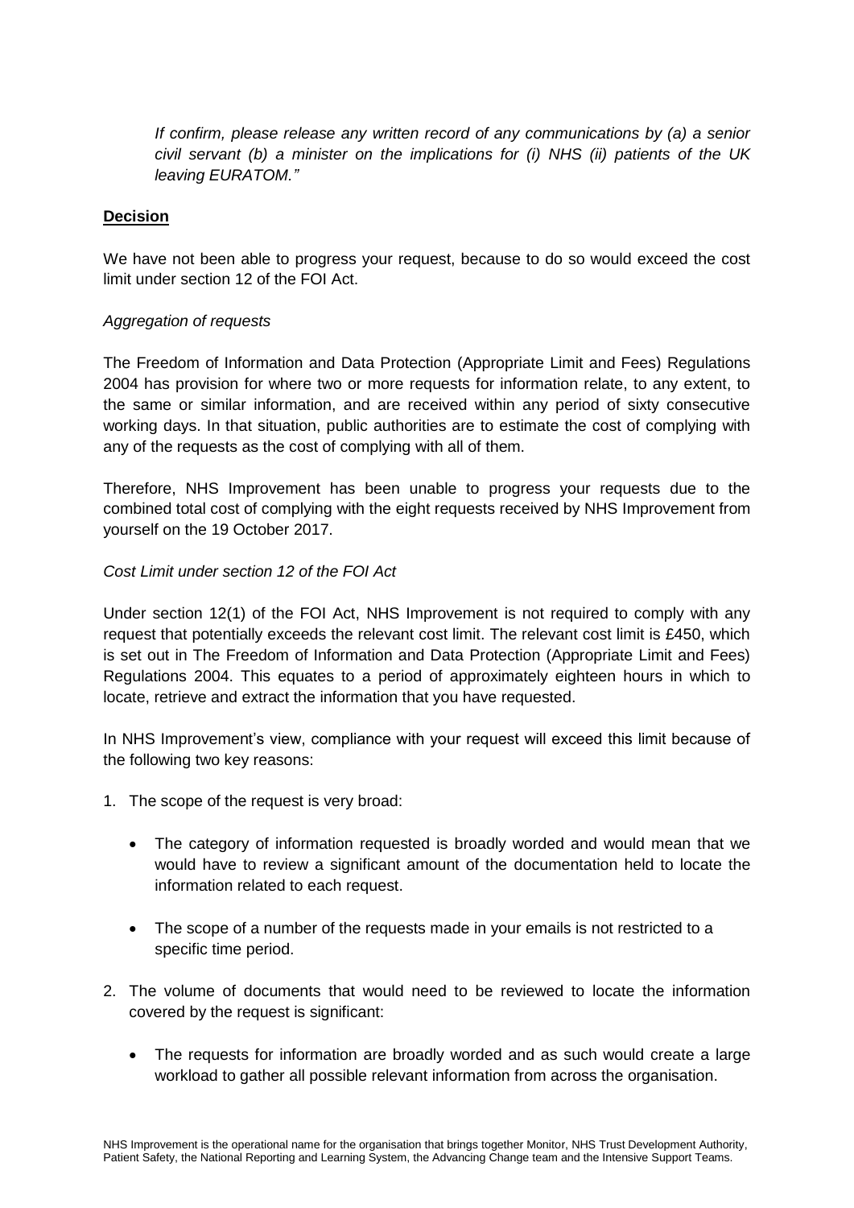*If confirm, please release any written record of any communications by (a) a senior civil servant (b) a minister on the implications for (i) NHS (ii) patients of the UK leaving EURATOM."*

**Decision**

We have not been able to progress your request, because to do so would exceed the cost limit under section 12 of the FOI Act.

*Aggregation of requests*

The Freedom of Information and Data Protection (Appropriate Limit and Fees) Regulations 2004 has provision for where two or more requests for information relate, to any extent, to the same or similar information, and are received within any period of sixty consecutive working days. In that situation, public authorities are to estimate the cost of complying with any of the requests as the cost of complying with all of them.

Therefore, NHS Improvement has been unable to progress your requests due to the combined total cost of complying with the eight requests received by NHS Improvement from yourself on the 19 October 2017.

*Cost Limit under section 12 of the FOI Act*

Under section 12(1) of the FOI Act, NHS Improvement is not required to comply with any request that potentially exceeds the relevant cost limit. The relevant cost limit is £450, which is set out in The Freedom of Information and Data Protection (Appropriate Limit and Fees) Regulations 2004. This equates to a period of approximately eighteen hours in which to locate, retrieve and extract the information that you have requested.

In NHS Improvement's view, compliance with your request will exceed this limit because of the following two key reasons:

1. The scope of the request is very broad:
   - The category of information requested is broadly worded and would mean that we would have to review a significant amount of the documentation held to locate the information related to each request.
   - The scope of a number of the requests made in your emails is not restricted to a specific time period.
2. The volume of documents that would need to be reviewed to locate the information covered by the request is significant:
   - The requests for information are broadly worded and as such would create a large workload to gather all possible relevant information from across the organisation.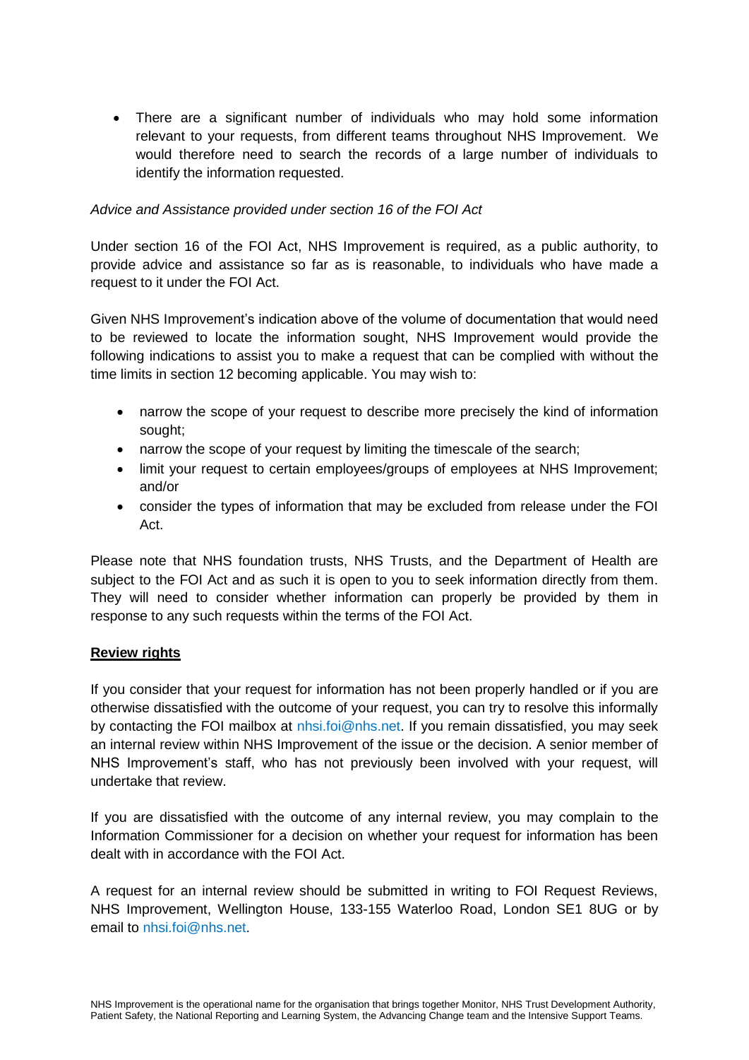- There are a significant number of individuals who may hold some information relevant to your requests, from different teams throughout NHS Improvement. We would therefore need to search the records of a large number of individuals to identify the information requested.

*Advice and Assistance provided under section 16 of the FOI Act*

Under section 16 of the FOI Act, NHS Improvement is required, as a public authority, to provide advice and assistance so far as is reasonable, to individuals who have made a request to it under the FOI Act.

Given NHS Improvement's indication above of the volume of documentation that would need to be reviewed to locate the information sought, NHS Improvement would provide the following indications to assist you to make a request that can be complied with without the time limits in section 12 becoming applicable. You may wish to:

- narrow the scope of your request to describe more precisely the kind of information sought;
- narrow the scope of your request by limiting the timescale of the search;
- limit your request to certain employees/groups of employees at NHS Improvement; and/or
- consider the types of information that may be excluded from release under the FOI Act.

Please note that NHS foundation trusts, NHS Trusts, and the Department of Health are subject to the FOI Act and as such it is open to you to seek information directly from them. They will need to consider whether information can properly be provided by them in response to any such requests within the terms of the FOI Act.

**Review rights**

If you consider that your request for information has not been properly handled or if you are otherwise dissatisfied with the outcome of your request, you can try to resolve this informally by contacting the FOI mailbox at nhsi.foi@nhs.net. If you remain dissatisfied, you may seek an internal review within NHS Improvement of the issue or the decision. A senior member of NHS Improvement's staff, who has not previously been involved with your request, will undertake that review.

If you are dissatisfied with the outcome of any internal review, you may complain to the Information Commissioner for a decision on whether your request for information has been dealt with in accordance with the FOI Act.

A request for an internal review should be submitted in writing to FOI Request Reviews, NHS Improvement, Wellington House, 133-155 Waterloo Road, London SE1 8UG or by email to nhsi.foi@nhs.net.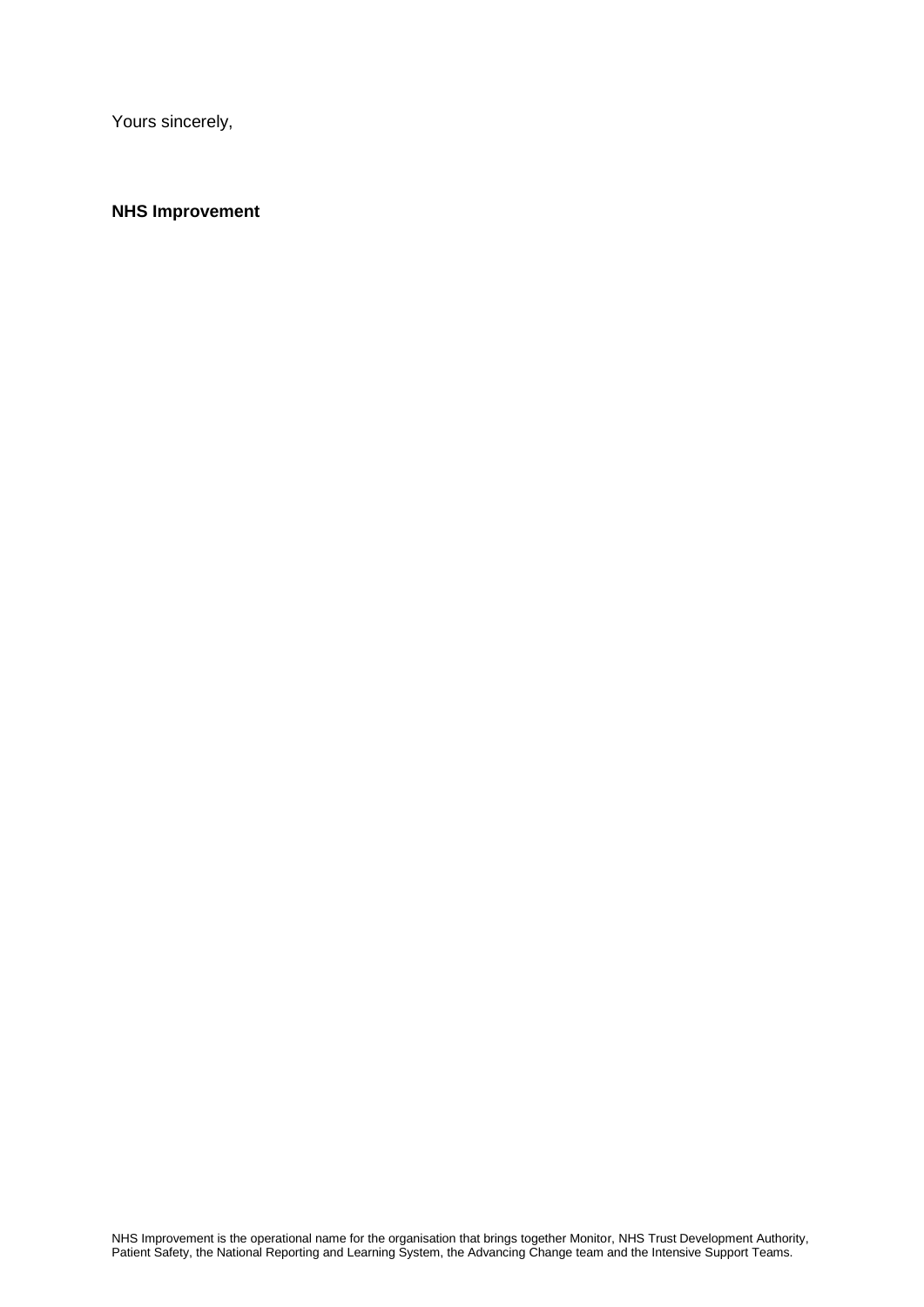Yours sincerely,

**NHS Improvement**

NHS Improvement is the operational name for the organisation that brings together Monitor, NHS Trust Development Authority, Patient Safety, the National Reporting and Learning System, the Advancing Change team and the Intensive Support Teams.